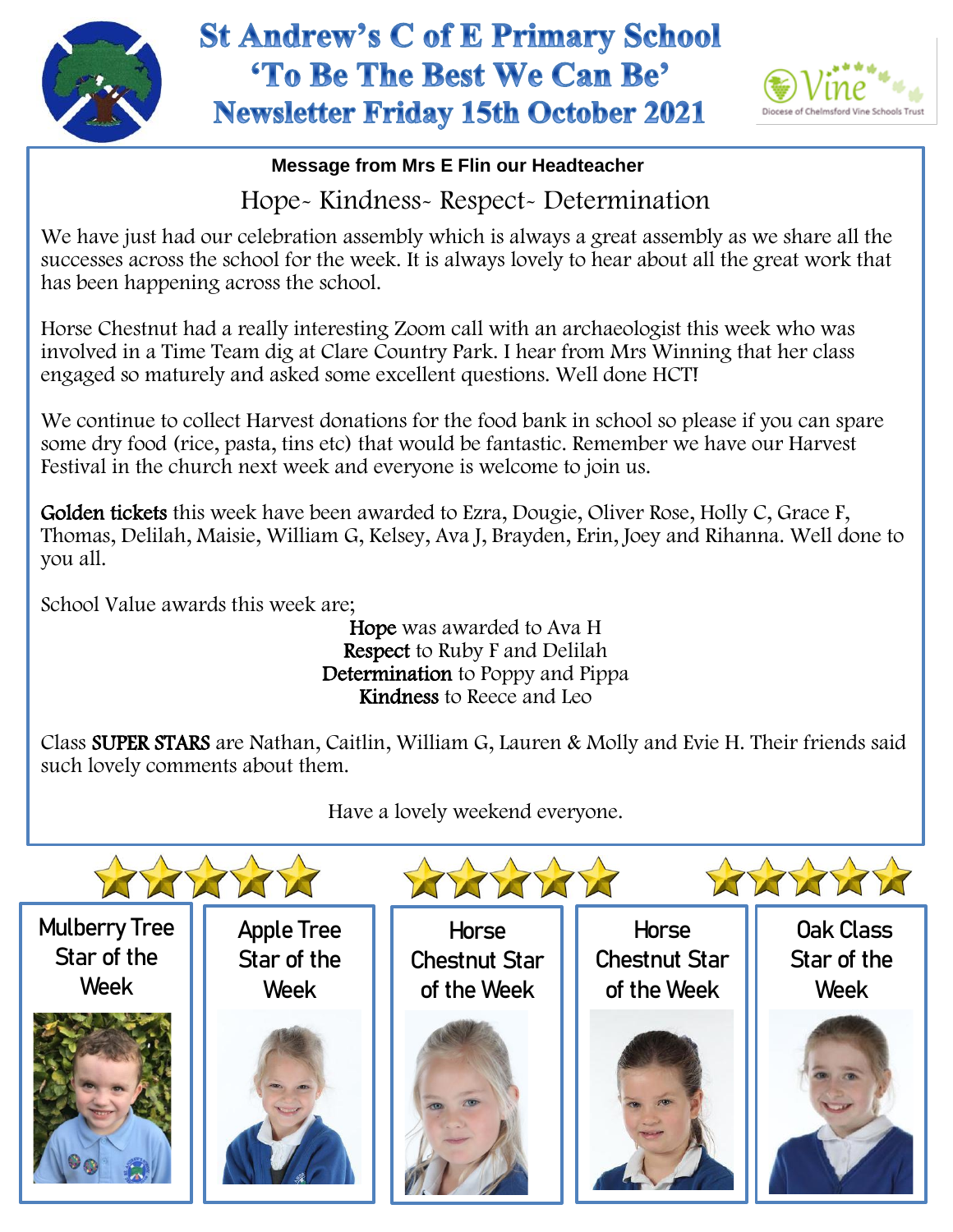# St Andrew's C of E Primary School

## 'To Be The Best We Can Be'

## Newsletter Friday 15th October 2021

Diocese of Chelmsford Vine Schools Trust

**Message from Mrs E Flin our Headteacher**

Hope- Kindness- Respect- Determination

We have just had our celebration assembly which is always a great assembly as we share all the successes across the school for the week. It is always lovely to hear about all the great work that has been happening across the school.

Horse Chestnut had a really interesting Zoom call with an archaeologist this week who was involved in a Time Team dig at Clare Country Park. I hear from Mrs Winning that her class engaged so maturely and asked some excellent questions. Well done HCT!

We continue to collect Harvest donations for the food bank in school so please if you can spare some dry food (rice, pasta, tins etc) that would be fantastic. Remember we have our Harvest Festival in the church next week and everyone is welcome to join us.

**Golden tickets** this week have been awarded to Ezra, Dougie, Oliver Rose, Holly C, Grace F, Thomas, Delilah, Maisie, William G, Kelsey, Ava J, Brayden, Erin, Joey and Rihanna. Well done to you all.

School Value awards this week are;

**Hope** was awarded to Ava H
**Respect** to Ruby F and Delilah
**Determination** to Poppy and Pippa
**Kindness** to Reece and Leo

Class **SUPER STARS** are Nathan, Caitlin, William G, Lauren & Molly and Evie H. Their friends said such lovely comments about them.

Have a lovely weekend everyone.

Mulberry Tree Star of the Week

Apple Tree Star of the Week

Horse Chestnut Star of the Week

Horse Chestnut Star of the Week

Oak Class Star of the Week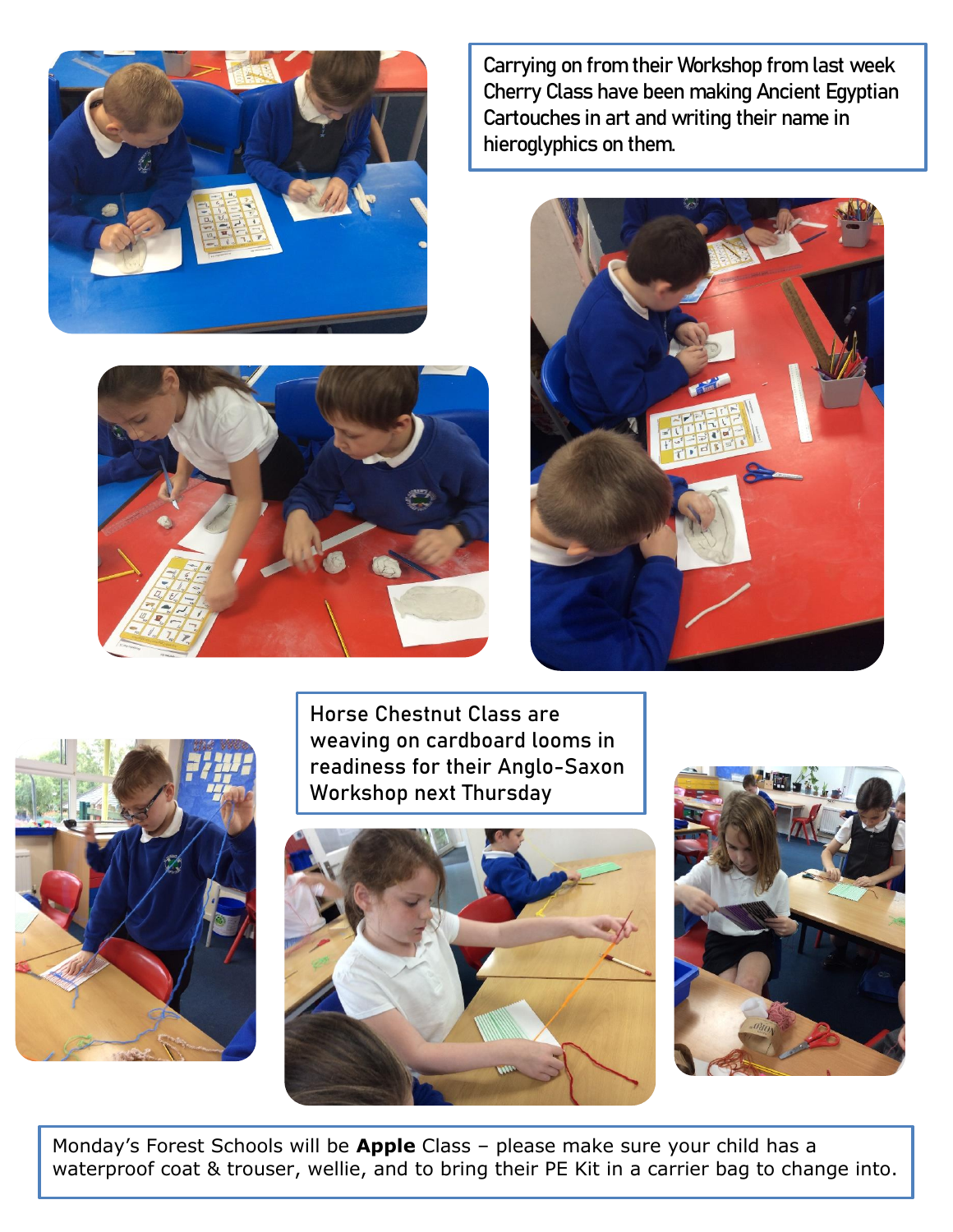Carrying on from their Workshop from last week Cherry Class have been making Ancient Egyptian Cartouches in art and writing their name in hieroglyphics on them.

Horse Chestnut Class are weaving on cardboard looms in readiness for their Anglo-Saxon Workshop next Thursday

Monday's Forest Schools will be **Apple** Class – please make sure your child has a waterproof coat & trouser, wellie, and to bring their PE Kit in a carrier bag to change into.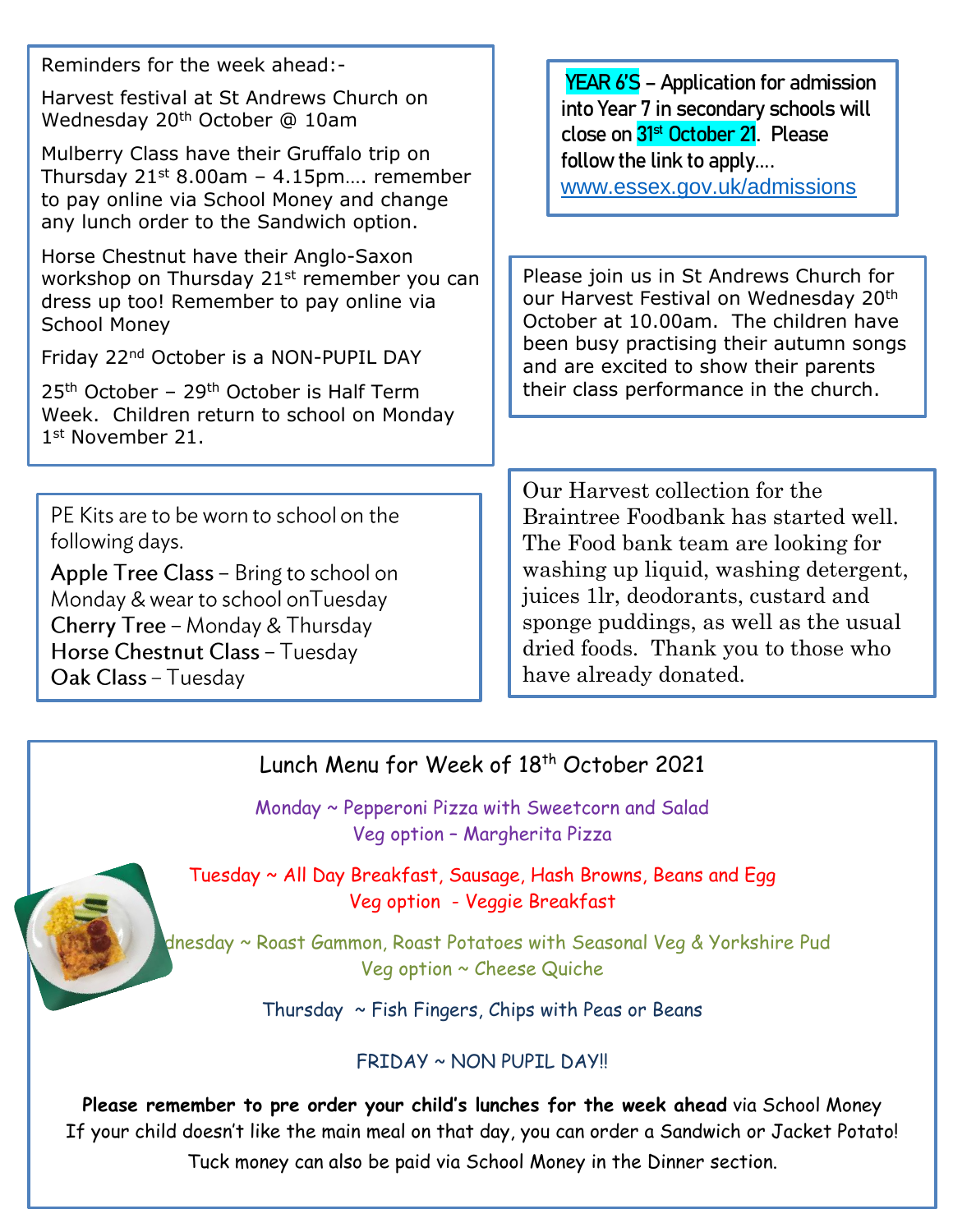Reminders for the week ahead:-

Harvest festival at St Andrews Church on Wednesday 20th October @ 10am

Mulberry Class have their Gruffalo trip on Thursday 21st 8.00am – 4.15pm…. remember to pay online via School Money and change any lunch order to the Sandwich option.

Horse Chestnut have their Anglo-Saxon workshop on Thursday 21st remember you can dress up too! Remember to pay online via School Money

Friday 22nd October is a NON-PUPIL DAY

25th October – 29th October is Half Term Week. Children return to school on Monday 1st November 21.

**YEAR 6'S – Application for admission into Year 7 in secondary schools will close on 31st October 21. Please follow the link to apply….**
www.essex.gov.uk/admissions

Please join us in St Andrews Church for our Harvest Festival on Wednesday 20th October at 10.00am. The children have been busy practising their autumn songs and are excited to show their parents their class performance in the church.

PE Kits are to be worn to school on the following days.

Apple Tree Class – Bring to school on Monday & wear to school onTuesday
Cherry Tree – Monday & Thursday
Horse Chestnut Class – Tuesday
Oak Class – Tuesday

Our Harvest collection for the Braintree Foodbank has started well. The Food bank team are looking for washing up liquid, washing detergent, juices 1lr, deodorants, custard and sponge puddings, as well as the usual dried foods. Thank you to those who have already donated.

## Lunch Menu for Week of 18th October 2021

Monday ~ Pepperoni Pizza with Sweetcorn and Salad
Veg option – Margherita Pizza

Tuesday ~ All Day Breakfast, Sausage, Hash Browns, Beans and Egg
Veg option - Veggie Breakfast

Wednesday ~ Roast Gammon, Roast Potatoes with Seasonal Veg & Yorkshire Pud
Veg option ~ Cheese Quiche

Thursday ~ Fish Fingers, Chips with Peas or Beans

FRIDAY ~ NON PUPIL DAY!!

**Please remember to pre order your child's lunches for the week ahead** via School Money
If your child doesn't like the main meal on that day, you can order a Sandwich or Jacket Potato!
Tuck money can also be paid via School Money in the Dinner section.